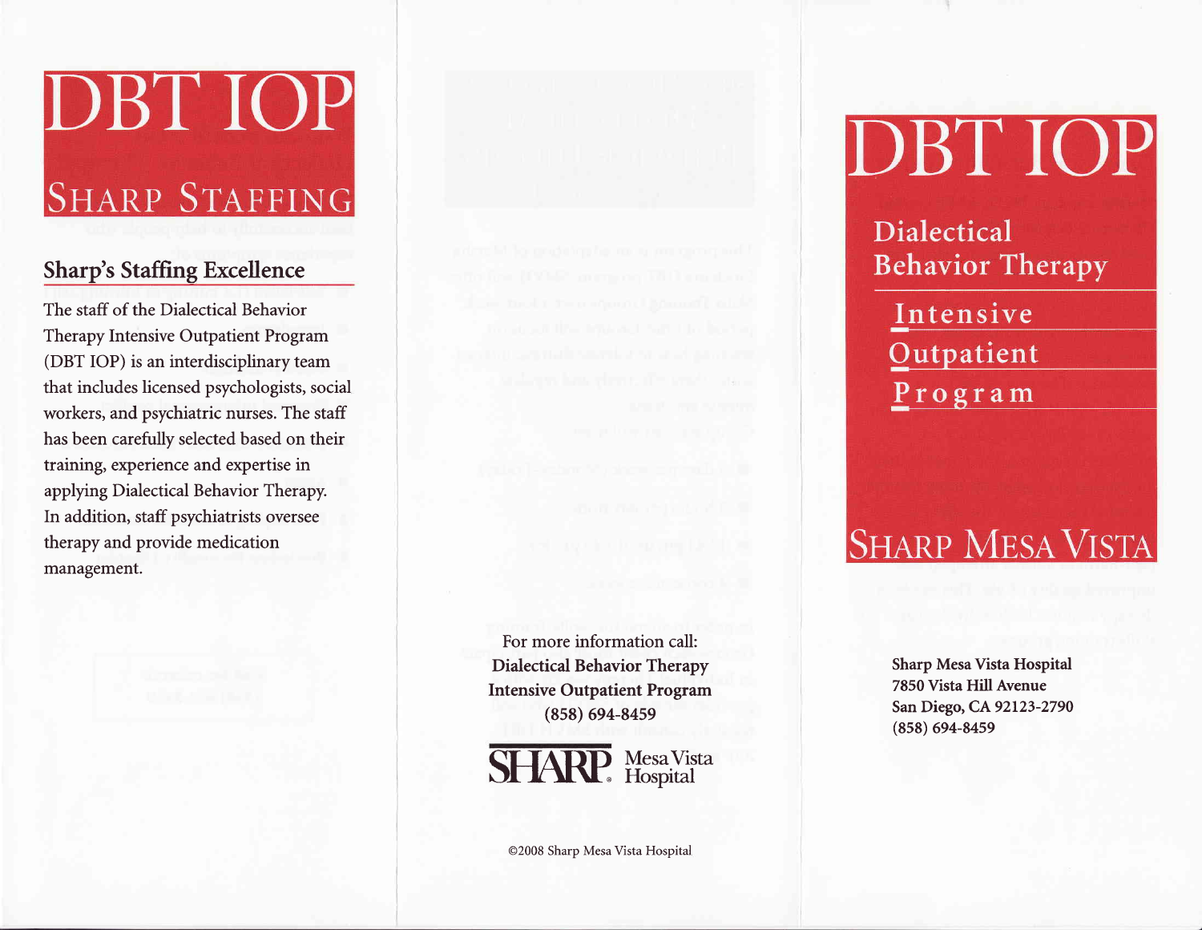# DBT IOP

## SHARP STAFFING

### Sharp's Staffing Excellence

The staff of the Dialectical Behavior Therapy Intensive Outpatient Program (DBT IOP) is an interdisciplinary team that includes licensed psychologists, social workers, and psychiatric nurses. The staff has been carefully selected based on their training, experience and expertise in applying Dialectical Behavior Therapy. In addition, staff psychiatrists oversee therapy and provide medication management.

For more information call:
**Dialectical Behavior Therapy**
**Intensive Outpatient Program**
**(858) 694-8459**

SHARP Mesa Vista Hospital

©2008 Sharp Mesa Vista Hospital

# DBT IOP

## Dialectical Behavior Therapy

**I**ntensive
**O**utpatient
**P**rogram

## SHARP MESA VISTA

**Sharp Mesa Vista Hospital**
**7850 Vista Hill Avenue**
**San Diego, CA 92123-2790**
**(858) 694-8459**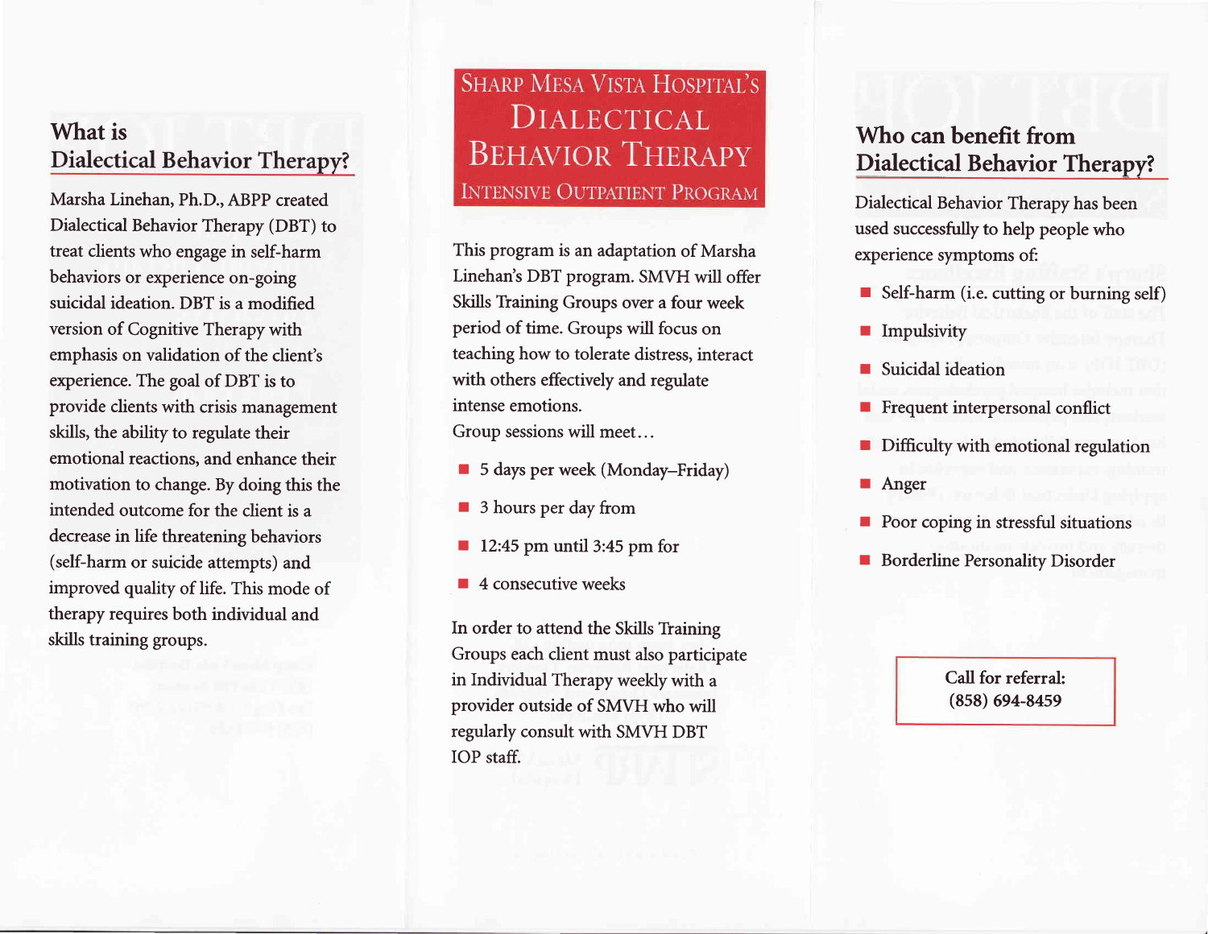## What is Dialectical Behavior Therapy?

Marsha Linehan, Ph.D., ABPP created Dialectical Behavior Therapy (DBT) to treat clients who engage in self-harm behaviors or experience on-going suicidal ideation. DBT is a modified version of Cognitive Therapy with emphasis on validation of the client's experience. The goal of DBT is to provide clients with crisis management skills, the ability to regulate their emotional reactions, and enhance their motivation to change. By doing this the intended outcome for the client is a decrease in life threatening behaviors (self-harm or suicide attempts) and improved quality of life. This mode of therapy requires both individual and skills training groups.

# SHARP MESA VISTA HOSPITAL'S DIALECTICAL BEHAVIOR THERAPY INTENSIVE OUTPATIENT PROGRAM

This program is an adaptation of Marsha Linehan's DBT program. SMVH will offer Skills Training Groups over a four week period of time. Groups will focus on teaching how to tolerate distress, interact with others effectively and regulate intense emotions.

Group sessions will meet…

- 5 days per week (Monday–Friday)
- 3 hours per day from
- 12:45 pm until 3:45 pm for
- 4 consecutive weeks

In order to attend the Skills Training Groups each client must also participate in Individual Therapy weekly with a provider outside of SMVH who will regularly consult with SMVH DBT IOP staff.

## Who can benefit from Dialectical Behavior Therapy?

Dialectical Behavior Therapy has been used successfully to help people who experience symptoms of:

- Self-harm (i.e. cutting or burning self)
- Impulsivity
- Suicidal ideation
- Frequent interpersonal conflict
- Difficulty with emotional regulation
- Anger
- Poor coping in stressful situations
- Borderline Personality Disorder

**Call for referral:**
**(858) 694-8459**